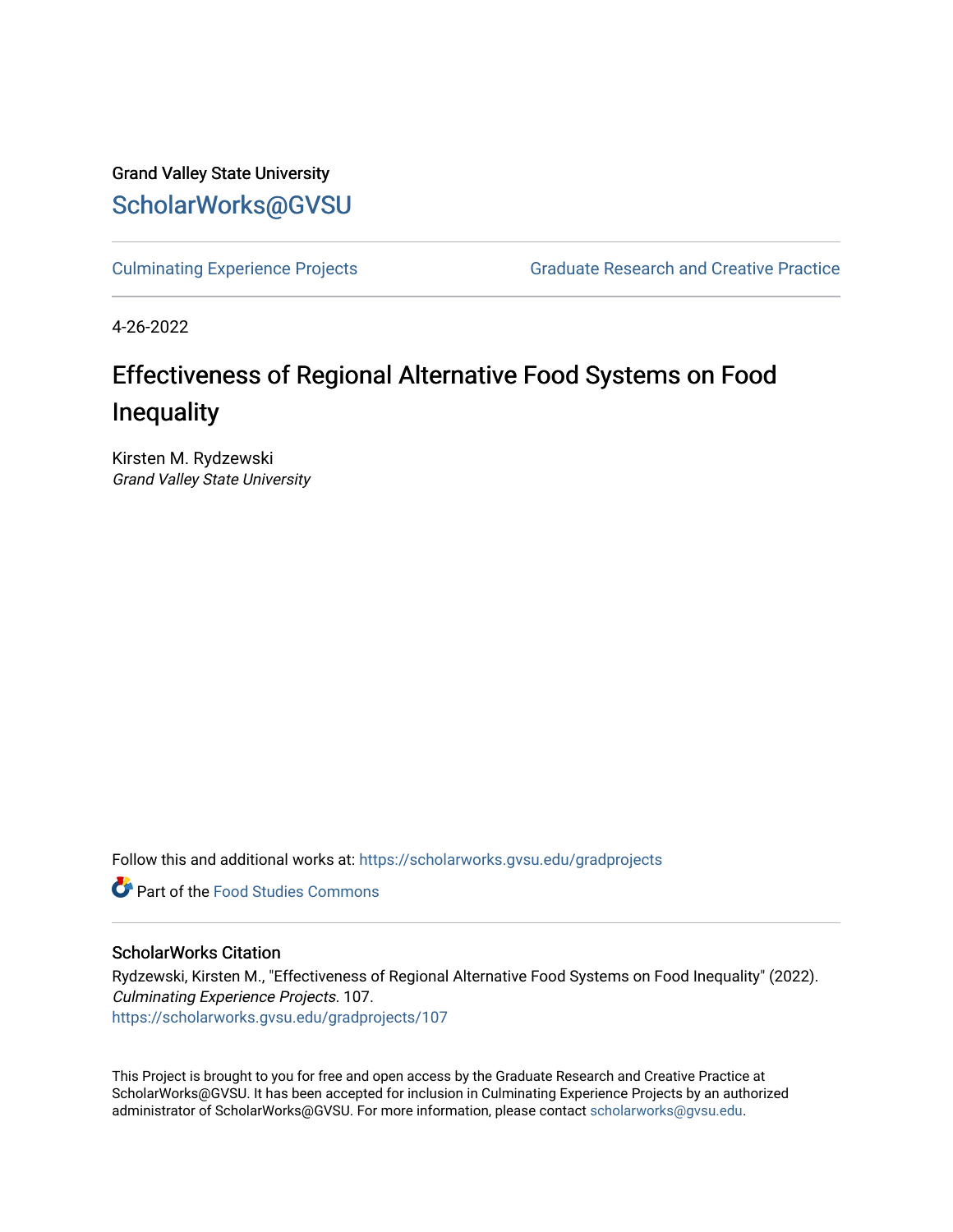Grand Valley State University

ScholarWorks@GVSU

Culminating Experience Projects

Graduate Research and Creative Practice

4-26-2022

# Effectiveness of Regional Alternative Food Systems on Food Inequality

Kirsten M. Rydzewski
*Grand Valley State University*

Follow this and additional works at: https://scholarworks.gvsu.edu/gradprojects

Part of the Food Studies Commons

## ScholarWorks Citation

Rydzewski, Kirsten M., "Effectiveness of Regional Alternative Food Systems on Food Inequality" (2022). *Culminating Experience Projects*. 107.
https://scholarworks.gvsu.edu/gradprojects/107

This Project is brought to you for free and open access by the Graduate Research and Creative Practice at ScholarWorks@GVSU. It has been accepted for inclusion in Culminating Experience Projects by an authorized administrator of ScholarWorks@GVSU. For more information, please contact scholarworks@gvsu.edu.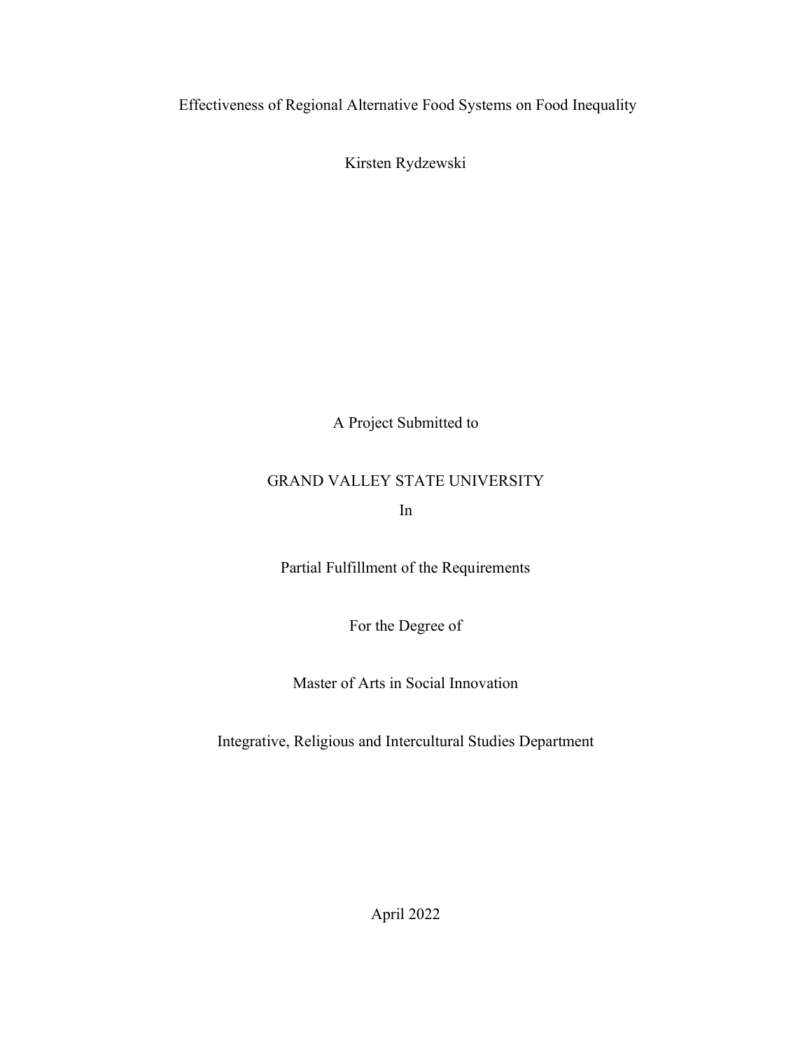# Effectiveness of Regional Alternative Food Systems on Food Inequality

Kirsten Rydzewski

A Project Submitted to

GRAND VALLEY STATE UNIVERSITY

In

Partial Fulfillment of the Requirements

For the Degree of

Master of Arts in Social Innovation

Integrative, Religious and Intercultural Studies Department

April 2022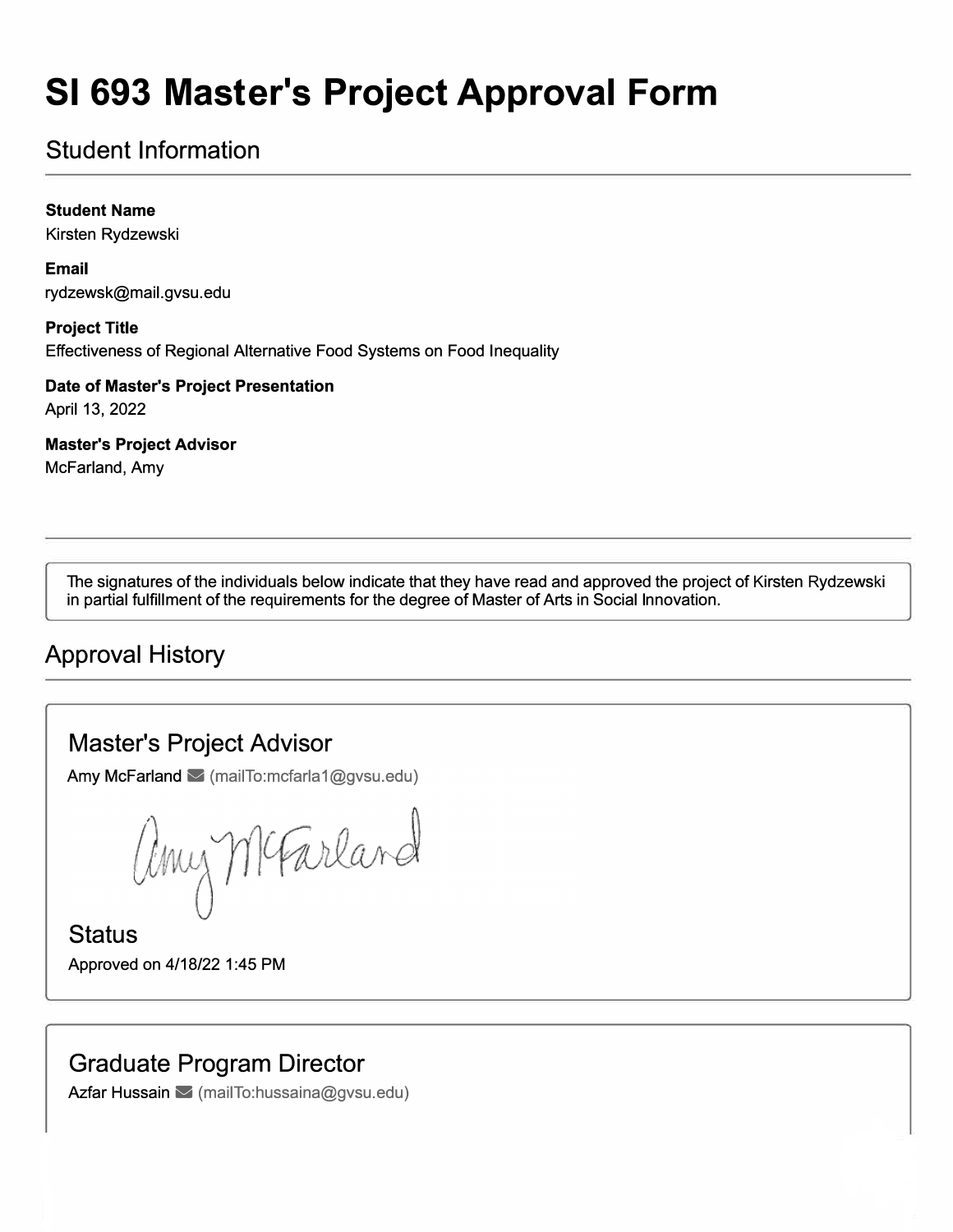# SI 693 Master's Project Approval Form

## Student Information

**Student Name**
Kirsten Rydzewski

**Email**
rydzewsk@mail.gvsu.edu

**Project Title**
Effectiveness of Regional Alternative Food Systems on Food Inequality

**Date of Master's Project Presentation**
April 13, 2022

**Master's Project Advisor**
McFarland, Amy

---

The signatures of the individuals below indicate that they have read and approved the project of Kirsten Rydzewski in partial fulfillment of the requirements for the degree of Master of Arts in Social Innovation.

## Approval History

### Master's Project Advisor

Amy McFarland (mailTo:mcfarla1@gvsu.edu)

Amy McFarland

### Status

Approved on 4/18/22 1:45 PM

### Graduate Program Director

Azfar Hussain (mailTo:hussaina@gvsu.edu)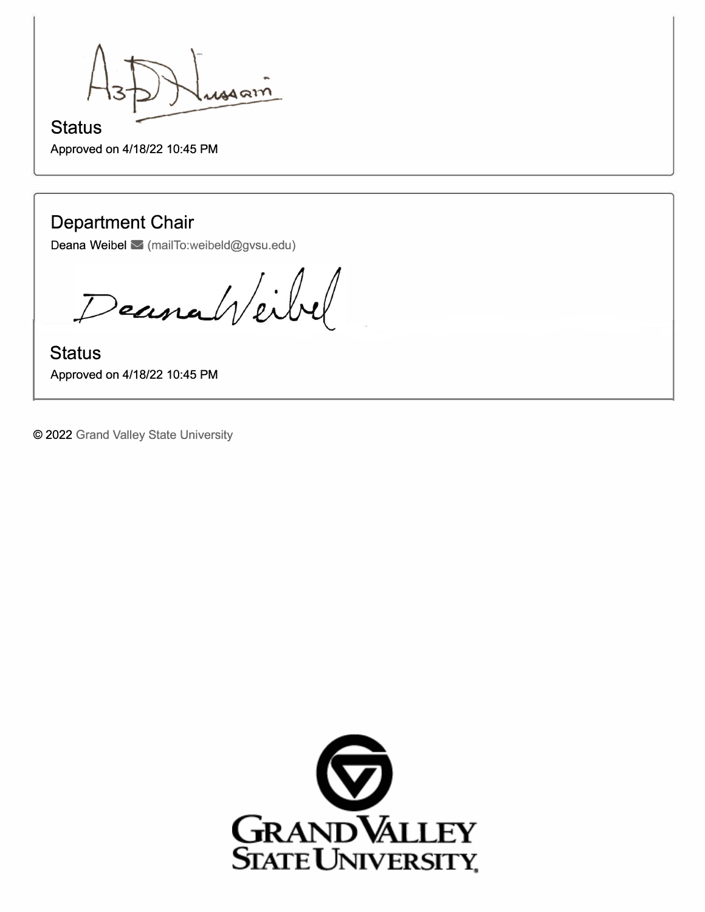Status

Approved on 4/18/22 10:45 PM

## Department Chair

Deana Weibel (mailTo:weibeld@gvsu.edu)

Status

Approved on 4/18/22 10:45 PM

© 2022 Grand Valley State University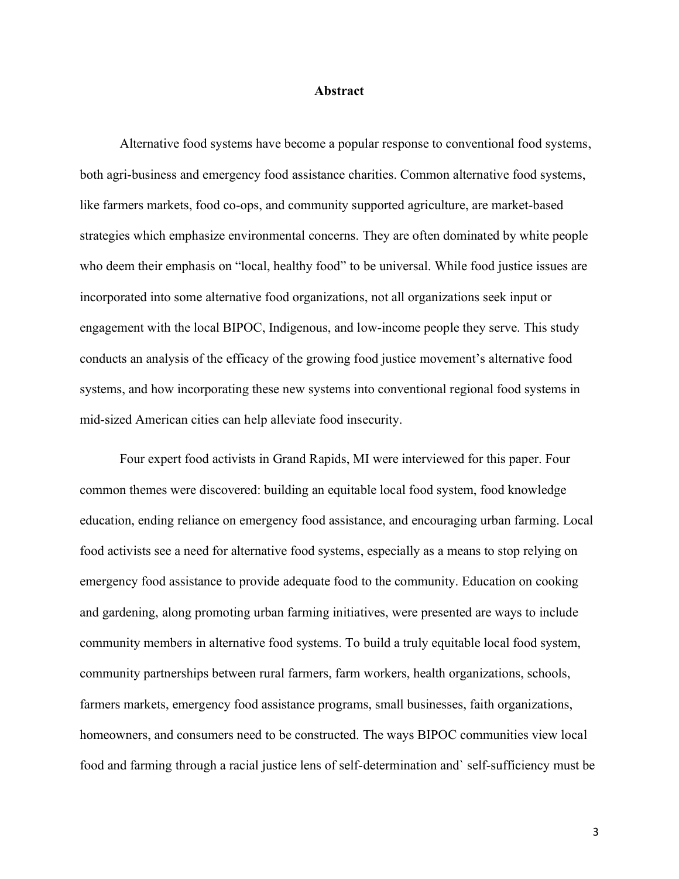## Abstract

Alternative food systems have become a popular response to conventional food systems, both agri-business and emergency food assistance charities. Common alternative food systems, like farmers markets, food co-ops, and community supported agriculture, are market-based strategies which emphasize environmental concerns. They are often dominated by white people who deem their emphasis on "local, healthy food" to be universal. While food justice issues are incorporated into some alternative food organizations, not all organizations seek input or engagement with the local BIPOC, Indigenous, and low-income people they serve. This study conducts an analysis of the efficacy of the growing food justice movement's alternative food systems, and how incorporating these new systems into conventional regional food systems in mid-sized American cities can help alleviate food insecurity.

Four expert food activists in Grand Rapids, MI were interviewed for this paper. Four common themes were discovered: building an equitable local food system, food knowledge education, ending reliance on emergency food assistance, and encouraging urban farming. Local food activists see a need for alternative food systems, especially as a means to stop relying on emergency food assistance to provide adequate food to the community. Education on cooking and gardening, along promoting urban farming initiatives, were presented are ways to include community members in alternative food systems. To build a truly equitable local food system, community partnerships between rural farmers, farm workers, health organizations, schools, farmers markets, emergency food assistance programs, small businesses, faith organizations, homeowners, and consumers need to be constructed. The ways BIPOC communities view local food and farming through a racial justice lens of self-determination and` self-sufficiency must be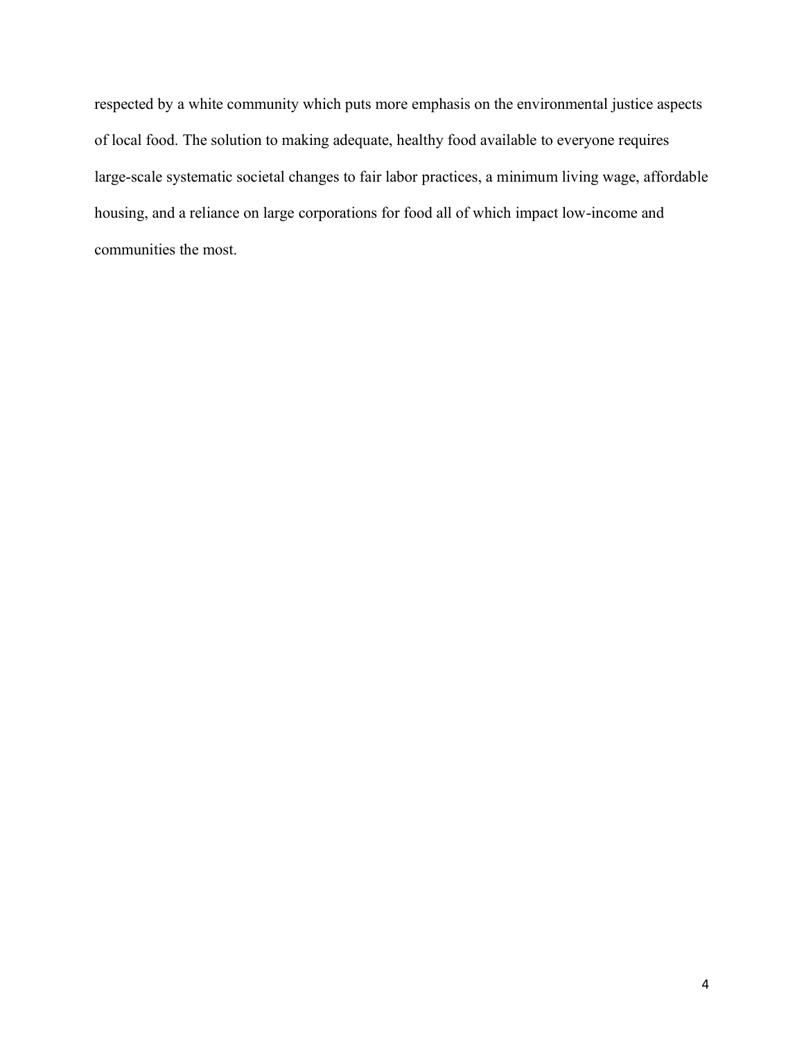respected by a white community which puts more emphasis on the environmental justice aspects of local food. The solution to making adequate, healthy food available to everyone requires large-scale systematic societal changes to fair labor practices, a minimum living wage, affordable housing, and a reliance on large corporations for food all of which impact low-income and communities the most.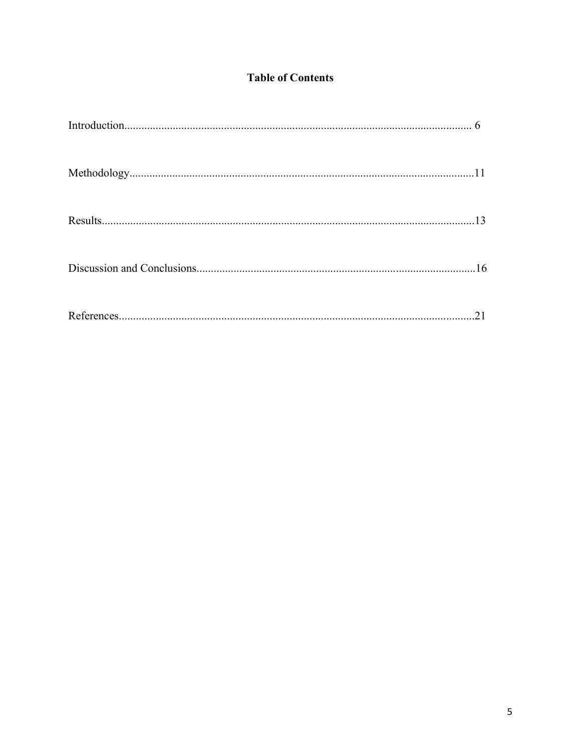# Table of Contents

Introduction.......................................................................................................................... 6

Methodology.........................................................................................................................11

Results...................................................................................................................................13

Discussion and Conclusions..................................................................................................16

References.............................................................................................................................21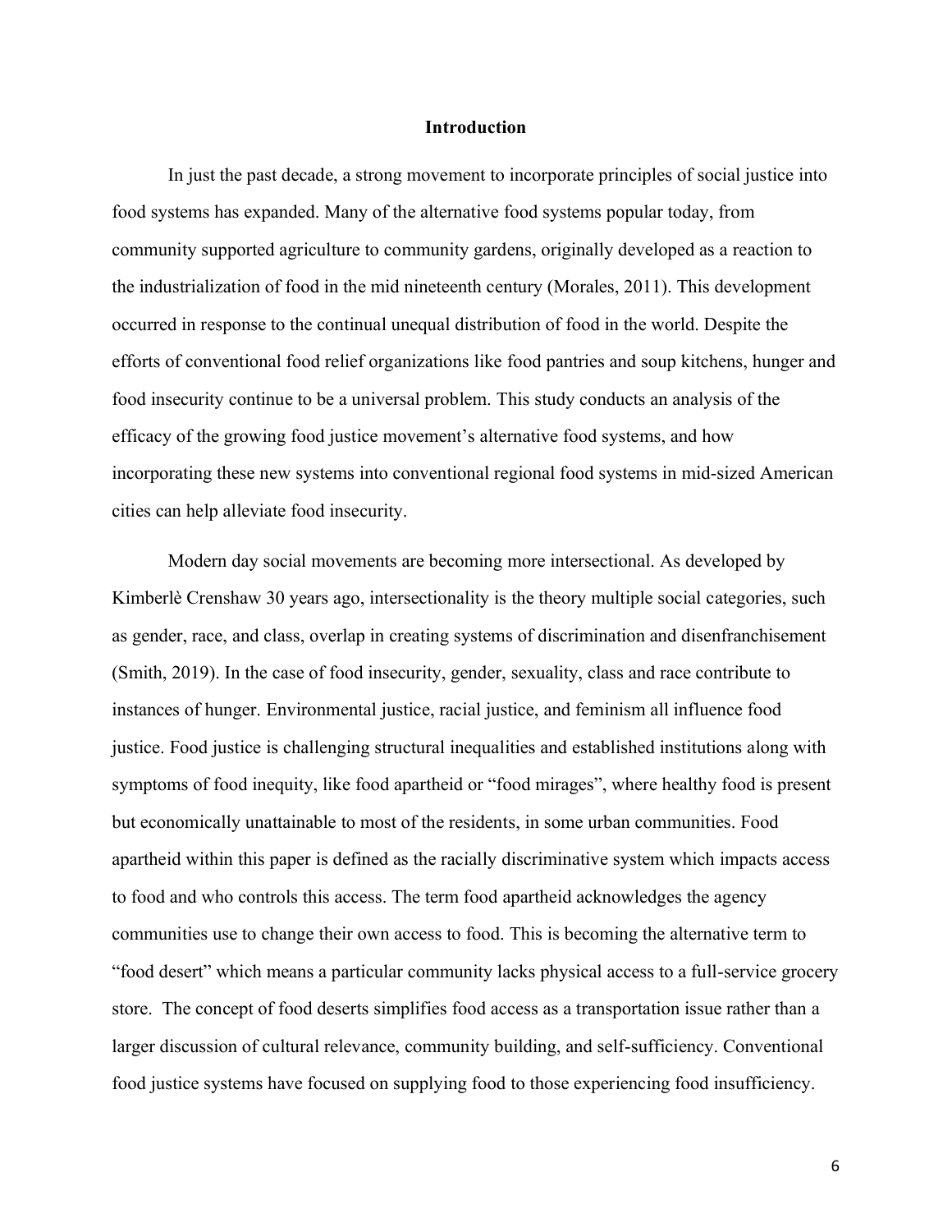## Introduction

In just the past decade, a strong movement to incorporate principles of social justice into food systems has expanded. Many of the alternative food systems popular today, from community supported agriculture to community gardens, originally developed as a reaction to the industrialization of food in the mid nineteenth century (Morales, 2011). This development occurred in response to the continual unequal distribution of food in the world. Despite the efforts of conventional food relief organizations like food pantries and soup kitchens, hunger and food insecurity continue to be a universal problem. This study conducts an analysis of the efficacy of the growing food justice movement's alternative food systems, and how incorporating these new systems into conventional regional food systems in mid-sized American cities can help alleviate food insecurity.

Modern day social movements are becoming more intersectional. As developed by Kimberlè Crenshaw 30 years ago, intersectionality is the theory multiple social categories, such as gender, race, and class, overlap in creating systems of discrimination and disenfranchisement (Smith, 2019). In the case of food insecurity, gender, sexuality, class and race contribute to instances of hunger. Environmental justice, racial justice, and feminism all influence food justice. Food justice is challenging structural inequalities and established institutions along with symptoms of food inequity, like food apartheid or "food mirages", where healthy food is present but economically unattainable to most of the residents, in some urban communities. Food apartheid within this paper is defined as the racially discriminative system which impacts access to food and who controls this access. The term food apartheid acknowledges the agency communities use to change their own access to food. This is becoming the alternative term to "food desert" which means a particular community lacks physical access to a full-service grocery store. The concept of food deserts simplifies food access as a transportation issue rather than a larger discussion of cultural relevance, community building, and self-sufficiency. Conventional food justice systems have focused on supplying food to those experiencing food insufficiency.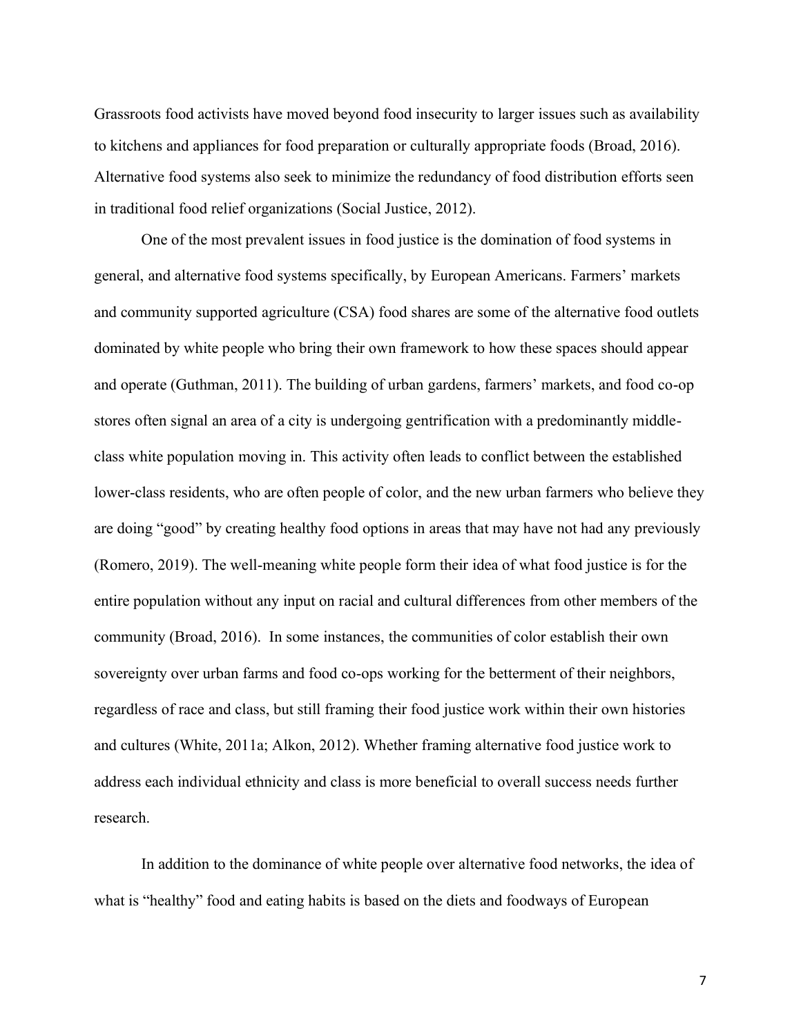Grassroots food activists have moved beyond food insecurity to larger issues such as availability to kitchens and appliances for food preparation or culturally appropriate foods (Broad, 2016). Alternative food systems also seek to minimize the redundancy of food distribution efforts seen in traditional food relief organizations (Social Justice, 2012).

One of the most prevalent issues in food justice is the domination of food systems in general, and alternative food systems specifically, by European Americans. Farmers' markets and community supported agriculture (CSA) food shares are some of the alternative food outlets dominated by white people who bring their own framework to how these spaces should appear and operate (Guthman, 2011). The building of urban gardens, farmers' markets, and food co-op stores often signal an area of a city is undergoing gentrification with a predominantly middle-class white population moving in. This activity often leads to conflict between the established lower-class residents, who are often people of color, and the new urban farmers who believe they are doing "good" by creating healthy food options in areas that may have not had any previously (Romero, 2019). The well-meaning white people form their idea of what food justice is for the entire population without any input on racial and cultural differences from other members of the community (Broad, 2016). In some instances, the communities of color establish their own sovereignty over urban farms and food co-ops working for the betterment of their neighbors, regardless of race and class, but still framing their food justice work within their own histories and cultures (White, 2011a; Alkon, 2012). Whether framing alternative food justice work to address each individual ethnicity and class is more beneficial to overall success needs further research.

In addition to the dominance of white people over alternative food networks, the idea of what is "healthy" food and eating habits is based on the diets and foodways of European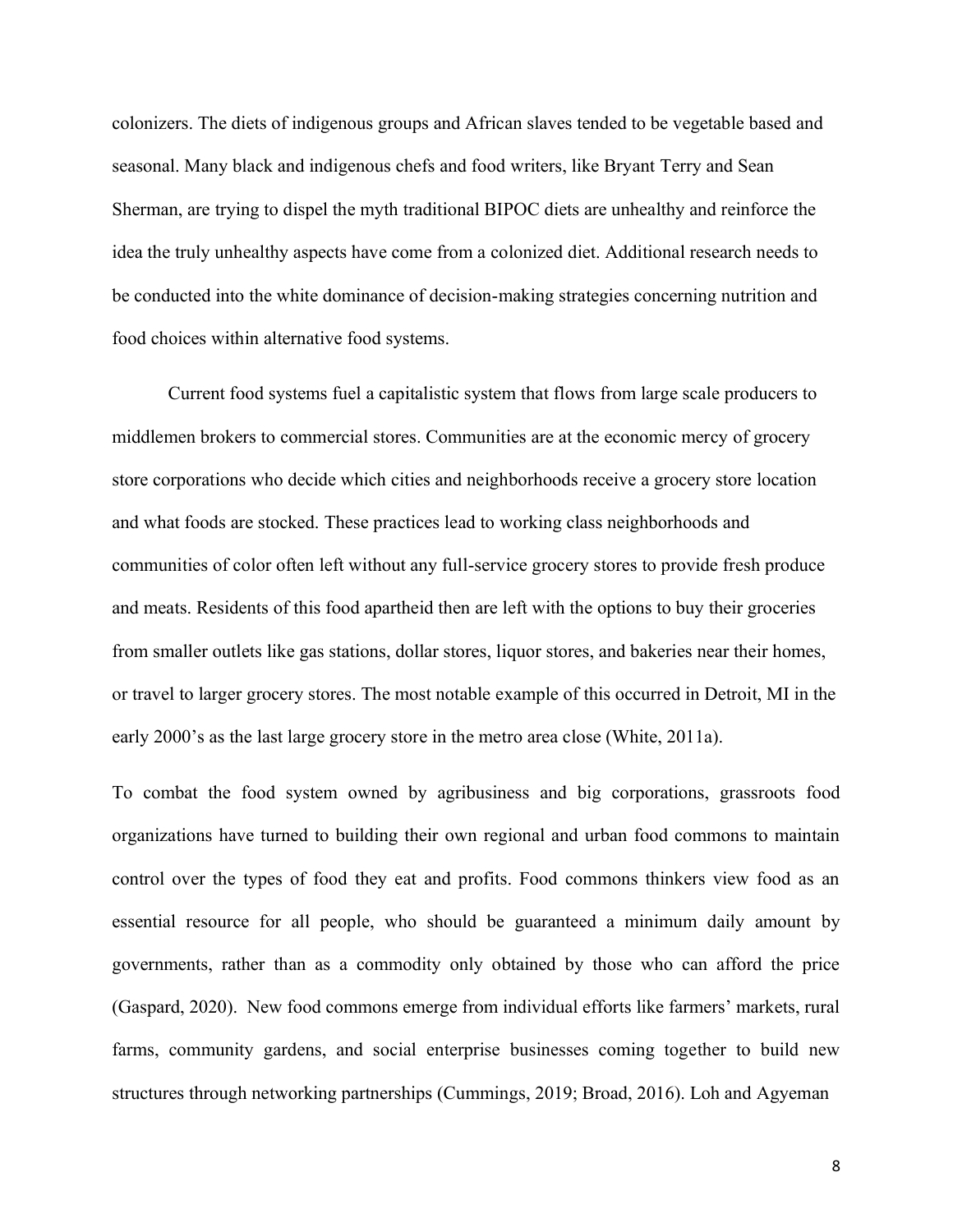colonizers. The diets of indigenous groups and African slaves tended to be vegetable based and seasonal. Many black and indigenous chefs and food writers, like Bryant Terry and Sean Sherman, are trying to dispel the myth traditional BIPOC diets are unhealthy and reinforce the idea the truly unhealthy aspects have come from a colonized diet. Additional research needs to be conducted into the white dominance of decision-making strategies concerning nutrition and food choices within alternative food systems.

Current food systems fuel a capitalistic system that flows from large scale producers to middlemen brokers to commercial stores. Communities are at the economic mercy of grocery store corporations who decide which cities and neighborhoods receive a grocery store location and what foods are stocked. These practices lead to working class neighborhoods and communities of color often left without any full-service grocery stores to provide fresh produce and meats. Residents of this food apartheid then are left with the options to buy their groceries from smaller outlets like gas stations, dollar stores, liquor stores, and bakeries near their homes, or travel to larger grocery stores. The most notable example of this occurred in Detroit, MI in the early 2000's as the last large grocery store in the metro area close (White, 2011a).

To combat the food system owned by agribusiness and big corporations, grassroots food organizations have turned to building their own regional and urban food commons to maintain control over the types of food they eat and profits. Food commons thinkers view food as an essential resource for all people, who should be guaranteed a minimum daily amount by governments, rather than as a commodity only obtained by those who can afford the price (Gaspard, 2020). New food commons emerge from individual efforts like farmers' markets, rural farms, community gardens, and social enterprise businesses coming together to build new structures through networking partnerships (Cummings, 2019; Broad, 2016). Loh and Agyeman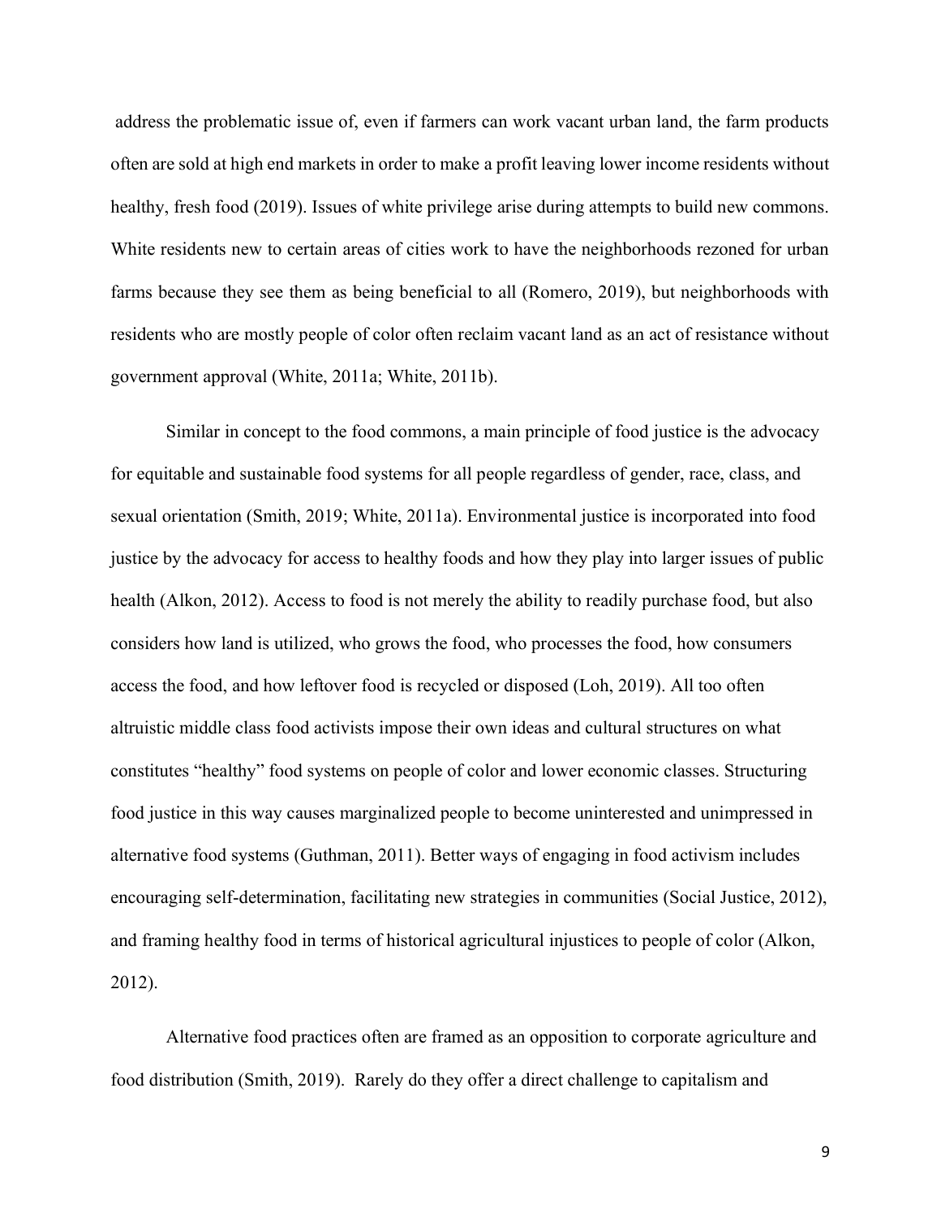address the problematic issue of, even if farmers can work vacant urban land, the farm products often are sold at high end markets in order to make a profit leaving lower income residents without healthy, fresh food (2019). Issues of white privilege arise during attempts to build new commons. White residents new to certain areas of cities work to have the neighborhoods rezoned for urban farms because they see them as being beneficial to all (Romero, 2019), but neighborhoods with residents who are mostly people of color often reclaim vacant land as an act of resistance without government approval (White, 2011a; White, 2011b).

Similar in concept to the food commons, a main principle of food justice is the advocacy for equitable and sustainable food systems for all people regardless of gender, race, class, and sexual orientation (Smith, 2019; White, 2011a). Environmental justice is incorporated into food justice by the advocacy for access to healthy foods and how they play into larger issues of public health (Alkon, 2012). Access to food is not merely the ability to readily purchase food, but also considers how land is utilized, who grows the food, who processes the food, how consumers access the food, and how leftover food is recycled or disposed (Loh, 2019). All too often altruistic middle class food activists impose their own ideas and cultural structures on what constitutes "healthy" food systems on people of color and lower economic classes. Structuring food justice in this way causes marginalized people to become uninterested and unimpressed in alternative food systems (Guthman, 2011). Better ways of engaging in food activism includes encouraging self-determination, facilitating new strategies in communities (Social Justice, 2012), and framing healthy food in terms of historical agricultural injustices to people of color (Alkon, 2012).

Alternative food practices often are framed as an opposition to corporate agriculture and food distribution (Smith, 2019). Rarely do they offer a direct challenge to capitalism and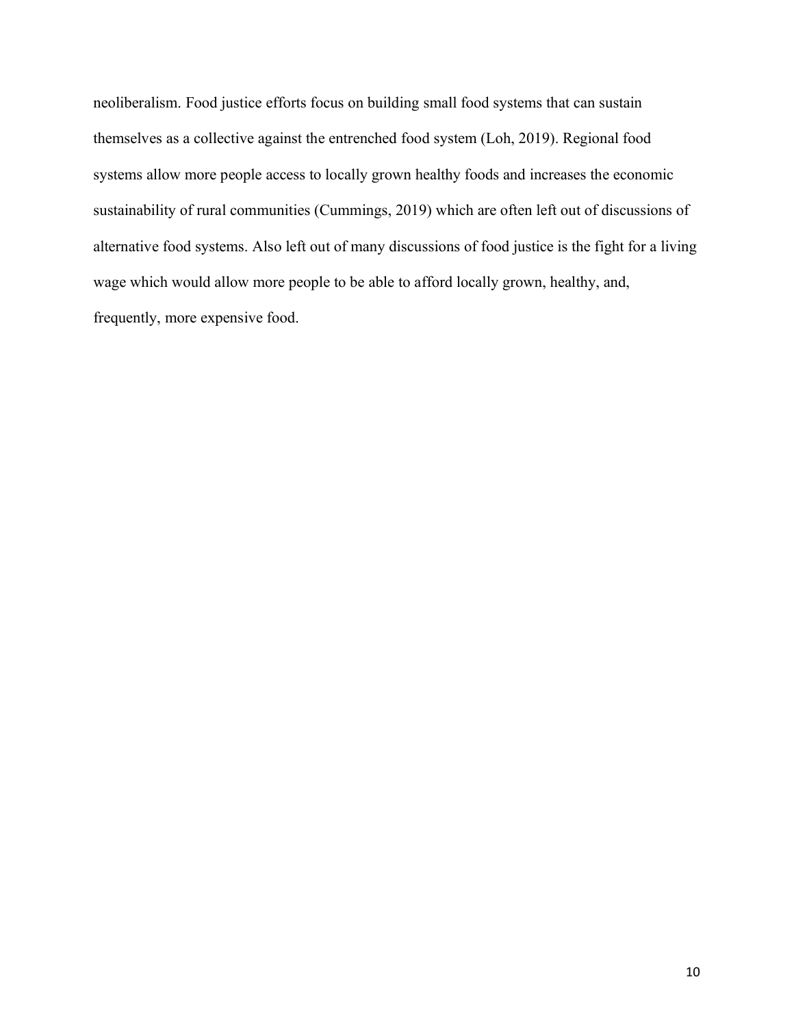neoliberalism. Food justice efforts focus on building small food systems that can sustain themselves as a collective against the entrenched food system (Loh, 2019). Regional food systems allow more people access to locally grown healthy foods and increases the economic sustainability of rural communities (Cummings, 2019) which are often left out of discussions of alternative food systems. Also left out of many discussions of food justice is the fight for a living wage which would allow more people to be able to afford locally grown, healthy, and, frequently, more expensive food.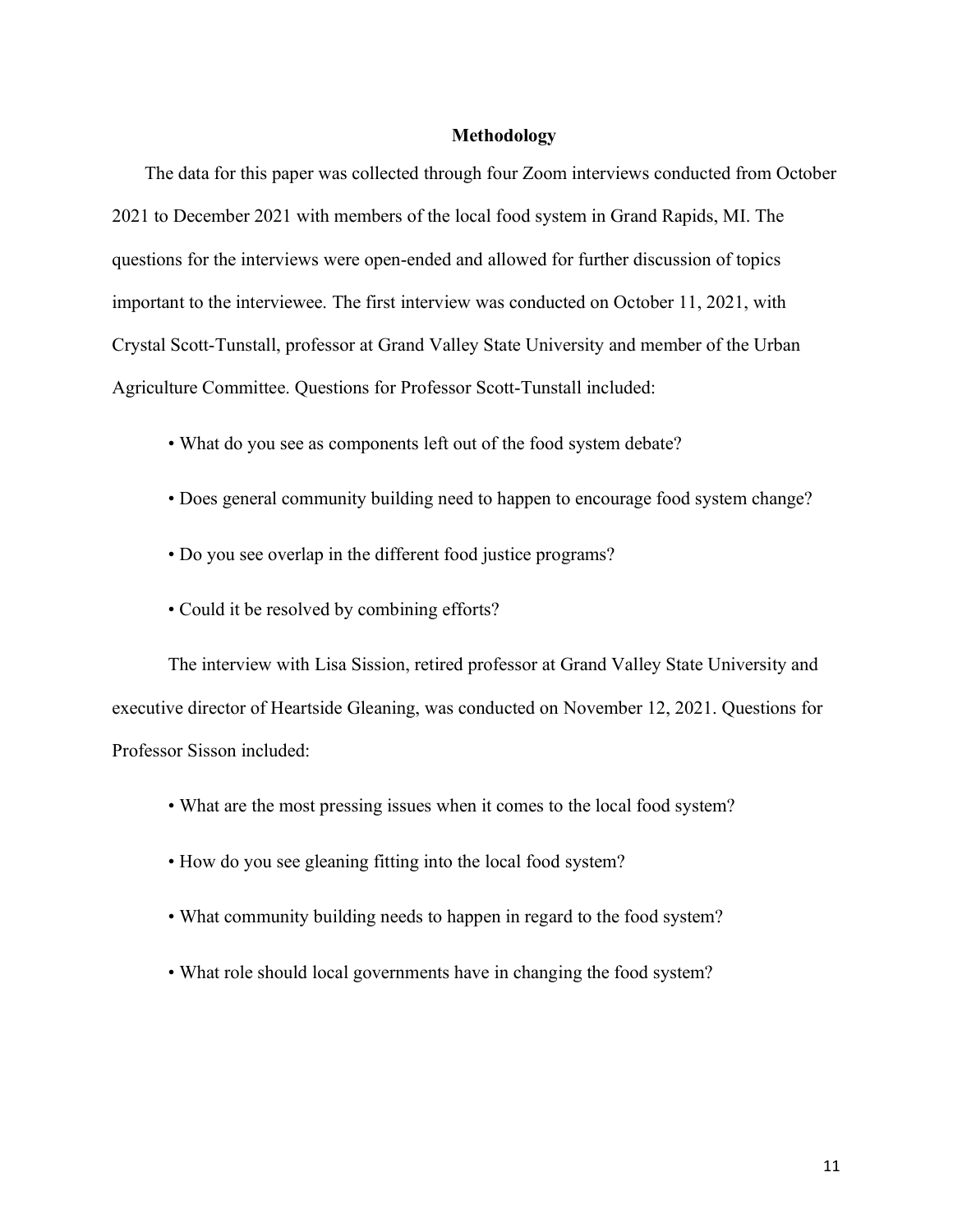## Methodology

The data for this paper was collected through four Zoom interviews conducted from October 2021 to December 2021 with members of the local food system in Grand Rapids, MI. The questions for the interviews were open-ended and allowed for further discussion of topics important to the interviewee. The first interview was conducted on October 11, 2021, with Crystal Scott-Tunstall, professor at Grand Valley State University and member of the Urban Agriculture Committee. Questions for Professor Scott-Tunstall included:

- What do you see as components left out of the food system debate?
- Does general community building need to happen to encourage food system change?
- Do you see overlap in the different food justice programs?
- Could it be resolved by combining efforts?

The interview with Lisa Sission, retired professor at Grand Valley State University and executive director of Heartside Gleaning, was conducted on November 12, 2021. Questions for Professor Sisson included:

- What are the most pressing issues when it comes to the local food system?
- How do you see gleaning fitting into the local food system?
- What community building needs to happen in regard to the food system?
- What role should local governments have in changing the food system?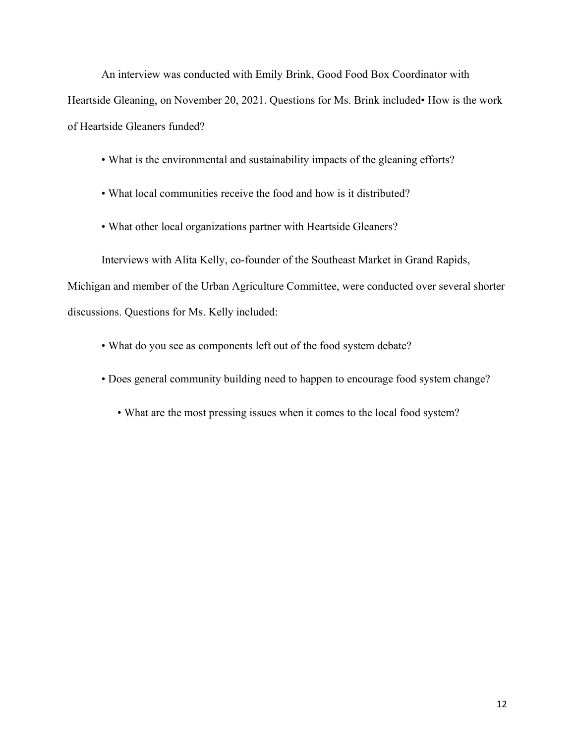An interview was conducted with Emily Brink, Good Food Box Coordinator with Heartside Gleaning, on November 20, 2021. Questions for Ms. Brink included• How is the work of Heartside Gleaners funded?

- What is the environmental and sustainability impacts of the gleaning efforts?
- What local communities receive the food and how is it distributed?
- What other local organizations partner with Heartside Gleaners?

Interviews with Alita Kelly, co-founder of the Southeast Market in Grand Rapids, Michigan and member of the Urban Agriculture Committee, were conducted over several shorter discussions. Questions for Ms. Kelly included:

- What do you see as components left out of the food system debate?
- Does general community building need to happen to encourage food system change?
- What are the most pressing issues when it comes to the local food system?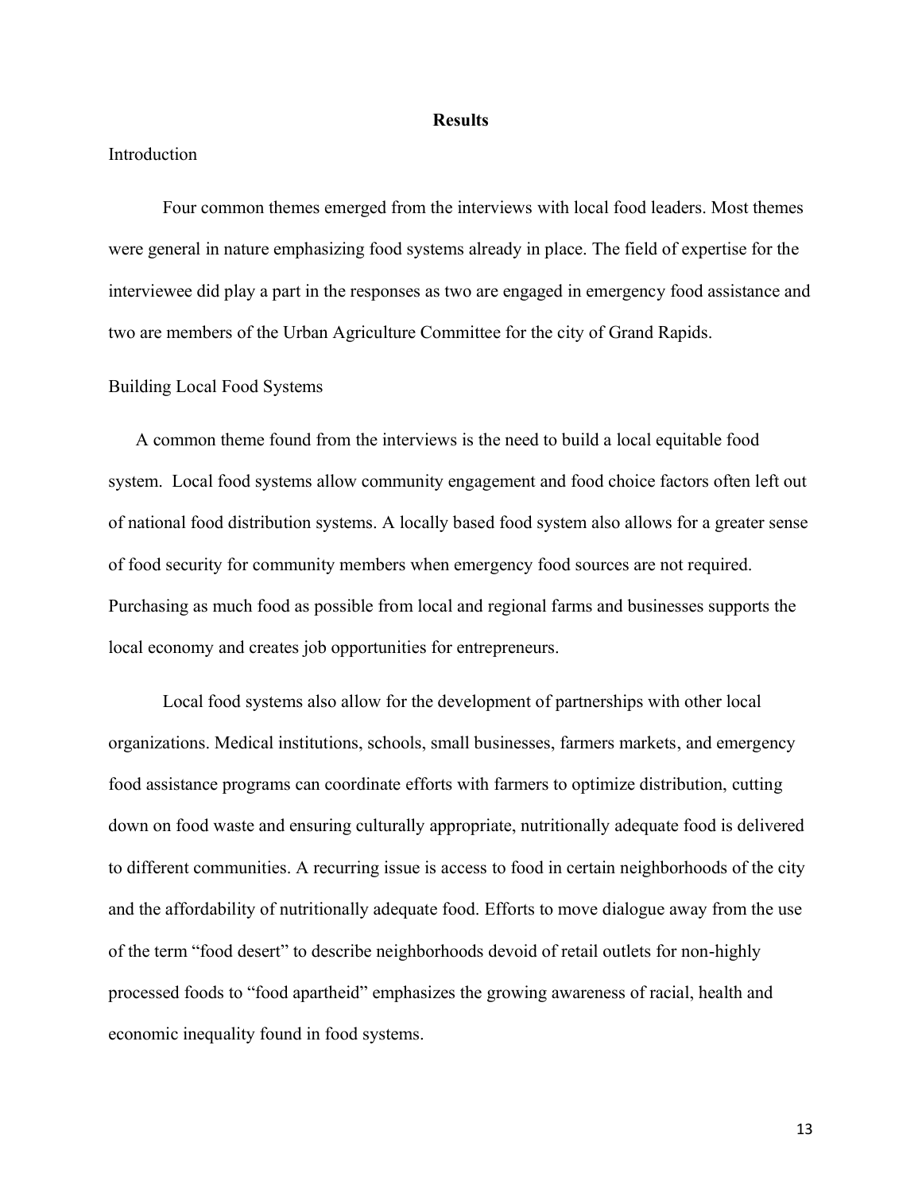## Results

### Introduction

Four common themes emerged from the interviews with local food leaders. Most themes were general in nature emphasizing food systems already in place. The field of expertise for the interviewee did play a part in the responses as two are engaged in emergency food assistance and two are members of the Urban Agriculture Committee for the city of Grand Rapids.

### Building Local Food Systems

A common theme found from the interviews is the need to build a local equitable food system. Local food systems allow community engagement and food choice factors often left out of national food distribution systems. A locally based food system also allows for a greater sense of food security for community members when emergency food sources are not required. Purchasing as much food as possible from local and regional farms and businesses supports the local economy and creates job opportunities for entrepreneurs.

Local food systems also allow for the development of partnerships with other local organizations. Medical institutions, schools, small businesses, farmers markets, and emergency food assistance programs can coordinate efforts with farmers to optimize distribution, cutting down on food waste and ensuring culturally appropriate, nutritionally adequate food is delivered to different communities. A recurring issue is access to food in certain neighborhoods of the city and the affordability of nutritionally adequate food. Efforts to move dialogue away from the use of the term "food desert" to describe neighborhoods devoid of retail outlets for non-highly processed foods to "food apartheid" emphasizes the growing awareness of racial, health and economic inequality found in food systems.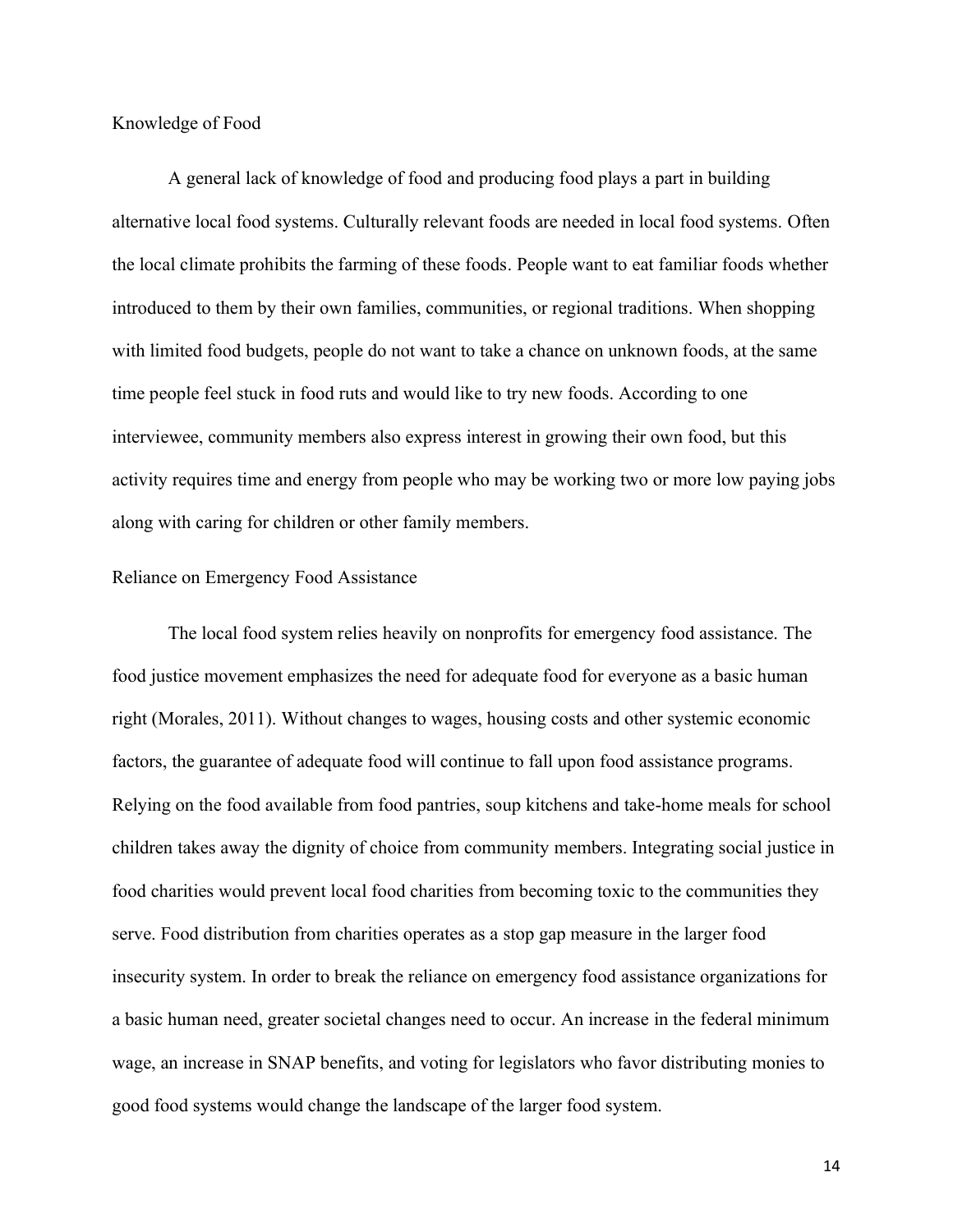## Knowledge of Food

A general lack of knowledge of food and producing food plays a part in building alternative local food systems. Culturally relevant foods are needed in local food systems. Often the local climate prohibits the farming of these foods. People want to eat familiar foods whether introduced to them by their own families, communities, or regional traditions. When shopping with limited food budgets, people do not want to take a chance on unknown foods, at the same time people feel stuck in food ruts and would like to try new foods. According to one interviewee, community members also express interest in growing their own food, but this activity requires time and energy from people who may be working two or more low paying jobs along with caring for children or other family members.

## Reliance on Emergency Food Assistance

The local food system relies heavily on nonprofits for emergency food assistance. The food justice movement emphasizes the need for adequate food for everyone as a basic human right (Morales, 2011). Without changes to wages, housing costs and other systemic economic factors, the guarantee of adequate food will continue to fall upon food assistance programs. Relying on the food available from food pantries, soup kitchens and take-home meals for school children takes away the dignity of choice from community members. Integrating social justice in food charities would prevent local food charities from becoming toxic to the communities they serve. Food distribution from charities operates as a stop gap measure in the larger food insecurity system. In order to break the reliance on emergency food assistance organizations for a basic human need, greater societal changes need to occur. An increase in the federal minimum wage, an increase in SNAP benefits, and voting for legislators who favor distributing monies to good food systems would change the landscape of the larger food system.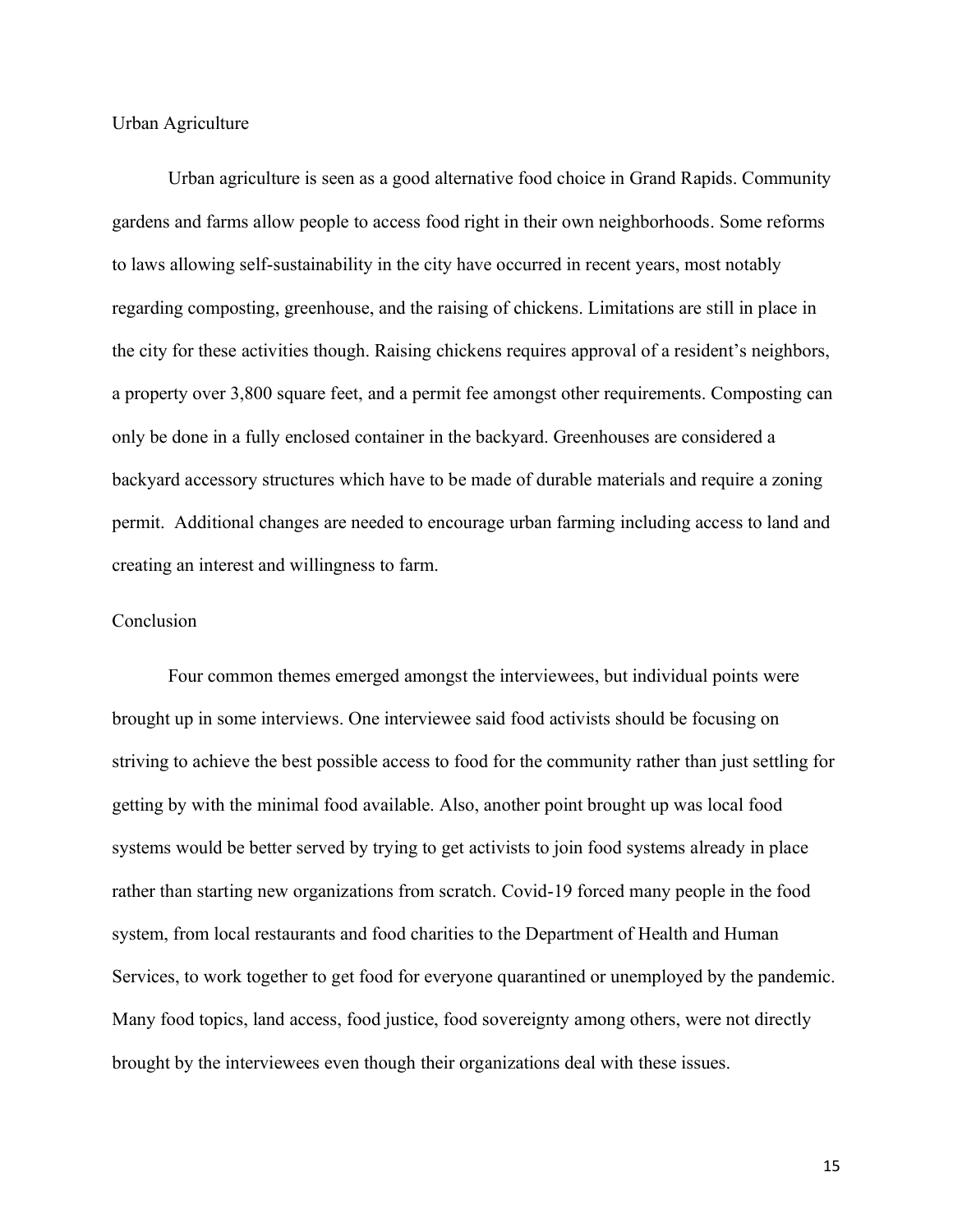## Urban Agriculture

Urban agriculture is seen as a good alternative food choice in Grand Rapids. Community gardens and farms allow people to access food right in their own neighborhoods. Some reforms to laws allowing self-sustainability in the city have occurred in recent years, most notably regarding composting, greenhouse, and the raising of chickens. Limitations are still in place in the city for these activities though. Raising chickens requires approval of a resident's neighbors, a property over 3,800 square feet, and a permit fee amongst other requirements. Composting can only be done in a fully enclosed container in the backyard. Greenhouses are considered a backyard accessory structures which have to be made of durable materials and require a zoning permit. Additional changes are needed to encourage urban farming including access to land and creating an interest and willingness to farm.

## Conclusion

Four common themes emerged amongst the interviewees, but individual points were brought up in some interviews. One interviewee said food activists should be focusing on striving to achieve the best possible access to food for the community rather than just settling for getting by with the minimal food available. Also, another point brought up was local food systems would be better served by trying to get activists to join food systems already in place rather than starting new organizations from scratch. Covid-19 forced many people in the food system, from local restaurants and food charities to the Department of Health and Human Services, to work together to get food for everyone quarantined or unemployed by the pandemic. Many food topics, land access, food justice, food sovereignty among others, were not directly brought by the interviewees even though their organizations deal with these issues.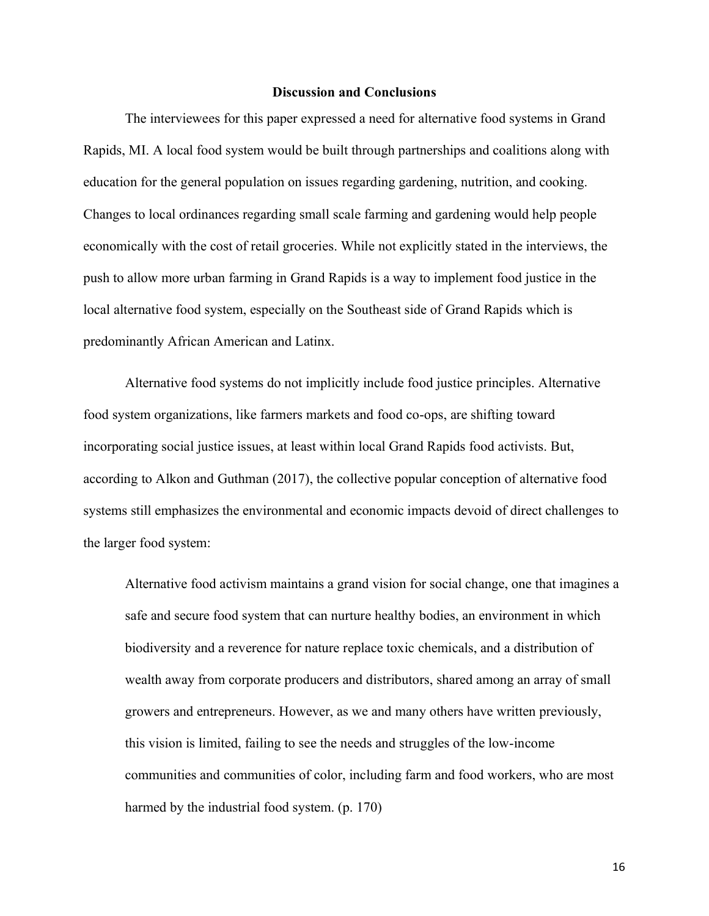## Discussion and Conclusions

The interviewees for this paper expressed a need for alternative food systems in Grand Rapids, MI. A local food system would be built through partnerships and coalitions along with education for the general population on issues regarding gardening, nutrition, and cooking. Changes to local ordinances regarding small scale farming and gardening would help people economically with the cost of retail groceries. While not explicitly stated in the interviews, the push to allow more urban farming in Grand Rapids is a way to implement food justice in the local alternative food system, especially on the Southeast side of Grand Rapids which is predominantly African American and Latinx.

Alternative food systems do not implicitly include food justice principles. Alternative food system organizations, like farmers markets and food co-ops, are shifting toward incorporating social justice issues, at least within local Grand Rapids food activists. But, according to Alkon and Guthman (2017), the collective popular conception of alternative food systems still emphasizes the environmental and economic impacts devoid of direct challenges to the larger food system:

> Alternative food activism maintains a grand vision for social change, one that imagines a safe and secure food system that can nurture healthy bodies, an environment in which biodiversity and a reverence for nature replace toxic chemicals, and a distribution of wealth away from corporate producers and distributors, shared among an array of small growers and entrepreneurs. However, as we and many others have written previously, this vision is limited, failing to see the needs and struggles of the low-income communities and communities of color, including farm and food workers, who are most harmed by the industrial food system. (p. 170)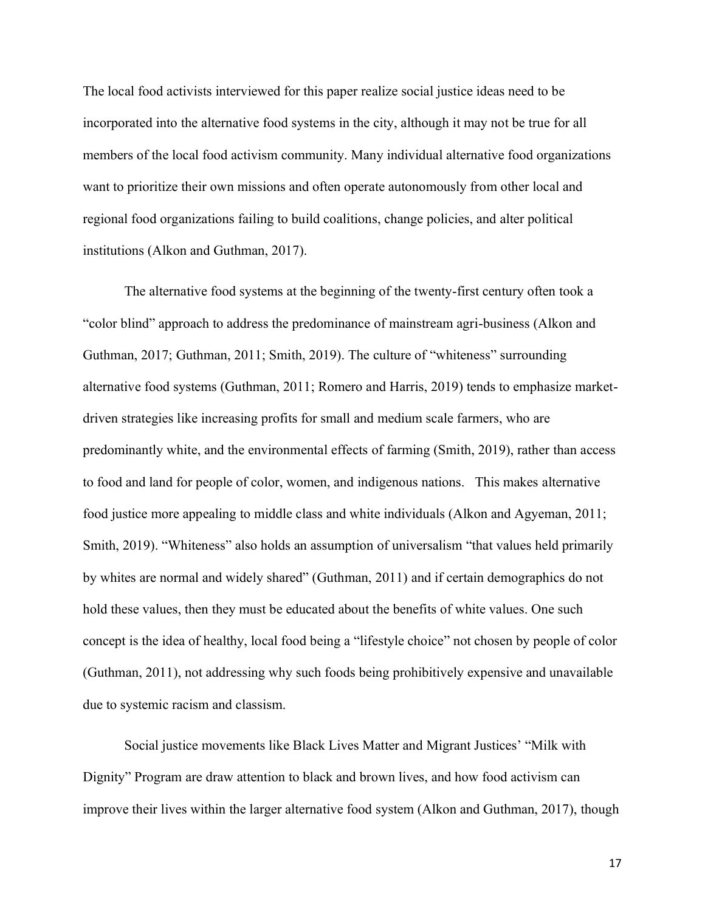The local food activists interviewed for this paper realize social justice ideas need to be incorporated into the alternative food systems in the city, although it may not be true for all members of the local food activism community. Many individual alternative food organizations want to prioritize their own missions and often operate autonomously from other local and regional food organizations failing to build coalitions, change policies, and alter political institutions (Alkon and Guthman, 2017).

The alternative food systems at the beginning of the twenty-first century often took a "color blind" approach to address the predominance of mainstream agri-business (Alkon and Guthman, 2017; Guthman, 2011; Smith, 2019). The culture of "whiteness" surrounding alternative food systems (Guthman, 2011; Romero and Harris, 2019) tends to emphasize market-driven strategies like increasing profits for small and medium scale farmers, who are predominantly white, and the environmental effects of farming (Smith, 2019), rather than access to food and land for people of color, women, and indigenous nations. This makes alternative food justice more appealing to middle class and white individuals (Alkon and Agyeman, 2011; Smith, 2019). "Whiteness" also holds an assumption of universalism "that values held primarily by whites are normal and widely shared" (Guthman, 2011) and if certain demographics do not hold these values, then they must be educated about the benefits of white values. One such concept is the idea of healthy, local food being a "lifestyle choice" not chosen by people of color (Guthman, 2011), not addressing why such foods being prohibitively expensive and unavailable due to systemic racism and classism.

Social justice movements like Black Lives Matter and Migrant Justices' "Milk with Dignity" Program are draw attention to black and brown lives, and how food activism can improve their lives within the larger alternative food system (Alkon and Guthman, 2017), though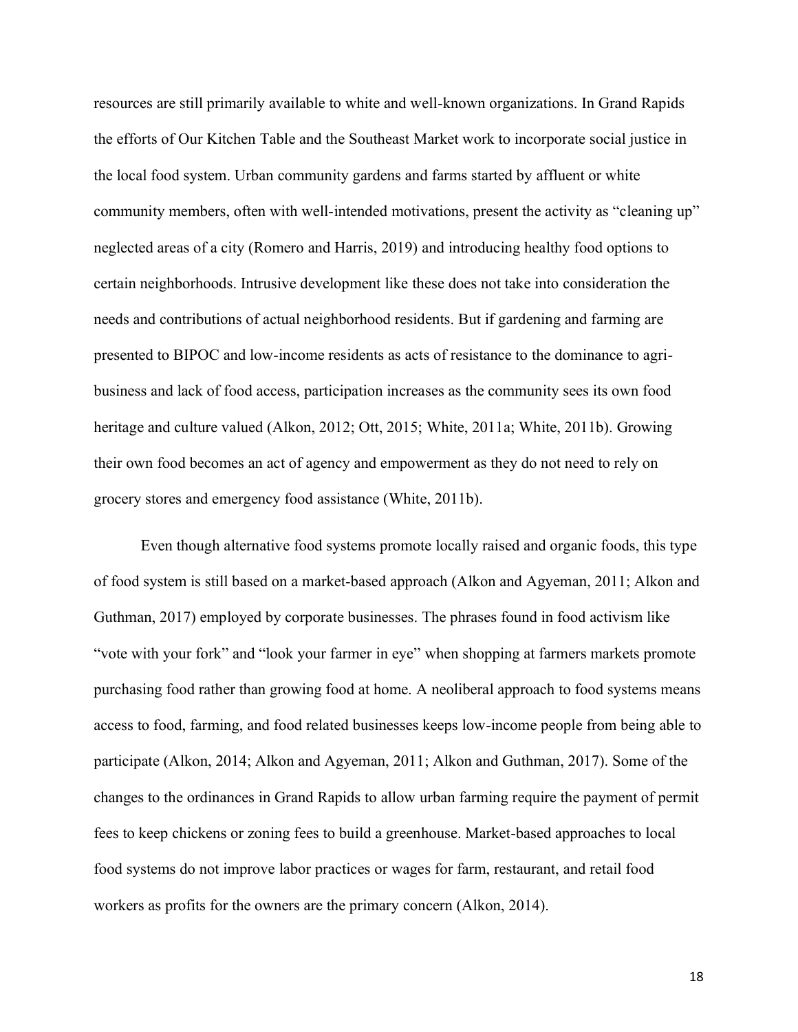resources are still primarily available to white and well-known organizations. In Grand Rapids the efforts of Our Kitchen Table and the Southeast Market work to incorporate social justice in the local food system. Urban community gardens and farms started by affluent or white community members, often with well-intended motivations, present the activity as "cleaning up" neglected areas of a city (Romero and Harris, 2019) and introducing healthy food options to certain neighborhoods. Intrusive development like these does not take into consideration the needs and contributions of actual neighborhood residents. But if gardening and farming are presented to BIPOC and low-income residents as acts of resistance to the dominance to agri-business and lack of food access, participation increases as the community sees its own food heritage and culture valued (Alkon, 2012; Ott, 2015; White, 2011a; White, 2011b). Growing their own food becomes an act of agency and empowerment as they do not need to rely on grocery stores and emergency food assistance (White, 2011b).

Even though alternative food systems promote locally raised and organic foods, this type of food system is still based on a market-based approach (Alkon and Agyeman, 2011; Alkon and Guthman, 2017) employed by corporate businesses. The phrases found in food activism like "vote with your fork" and "look your farmer in eye" when shopping at farmers markets promote purchasing food rather than growing food at home. A neoliberal approach to food systems means access to food, farming, and food related businesses keeps low-income people from being able to participate (Alkon, 2014; Alkon and Agyeman, 2011; Alkon and Guthman, 2017). Some of the changes to the ordinances in Grand Rapids to allow urban farming require the payment of permit fees to keep chickens or zoning fees to build a greenhouse. Market-based approaches to local food systems do not improve labor practices or wages for farm, restaurant, and retail food workers as profits for the owners are the primary concern (Alkon, 2014).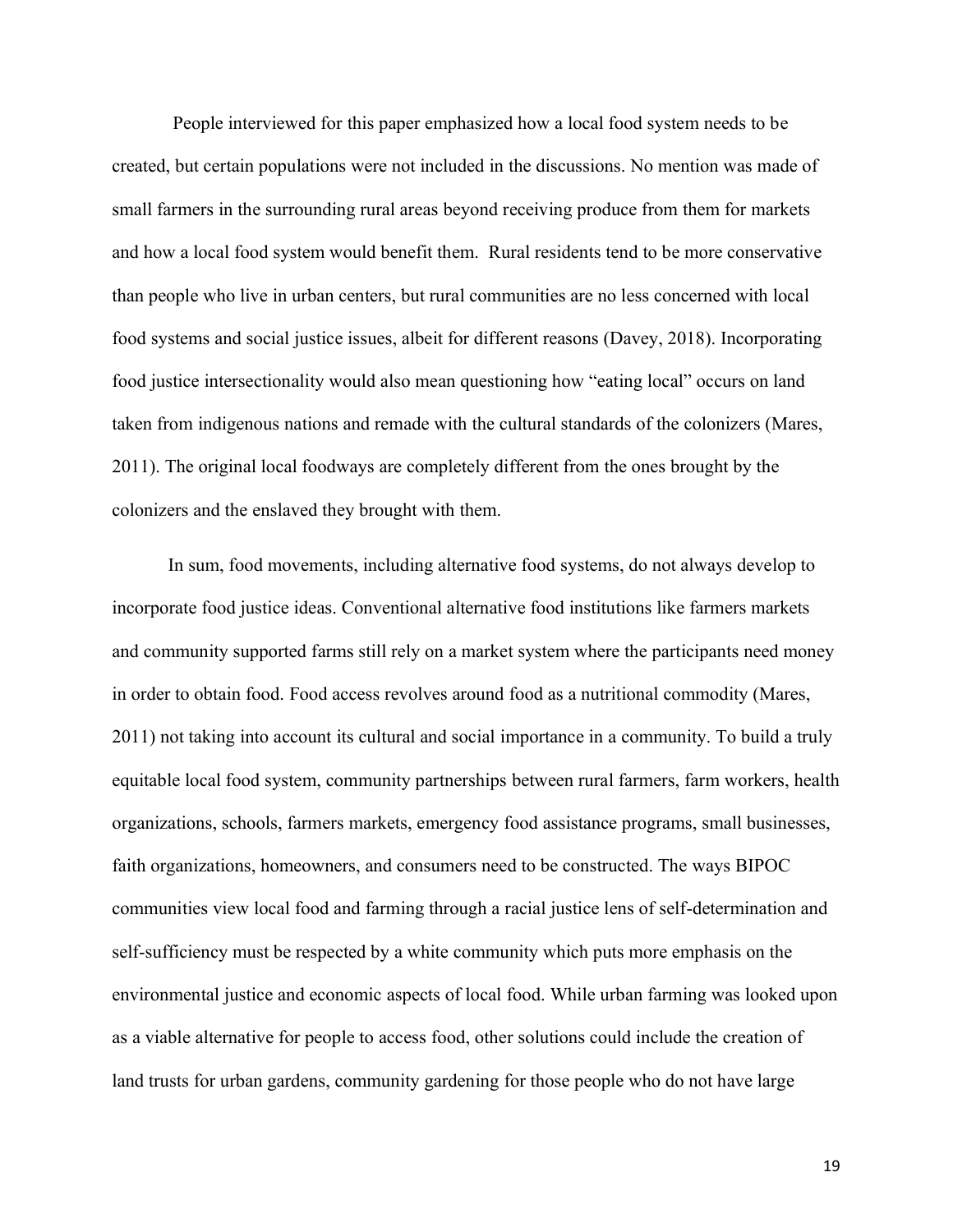People interviewed for this paper emphasized how a local food system needs to be created, but certain populations were not included in the discussions. No mention was made of small farmers in the surrounding rural areas beyond receiving produce from them for markets and how a local food system would benefit them. Rural residents tend to be more conservative than people who live in urban centers, but rural communities are no less concerned with local food systems and social justice issues, albeit for different reasons (Davey, 2018). Incorporating food justice intersectionality would also mean questioning how "eating local" occurs on land taken from indigenous nations and remade with the cultural standards of the colonizers (Mares, 2011). The original local foodways are completely different from the ones brought by the colonizers and the enslaved they brought with them.

In sum, food movements, including alternative food systems, do not always develop to incorporate food justice ideas. Conventional alternative food institutions like farmers markets and community supported farms still rely on a market system where the participants need money in order to obtain food. Food access revolves around food as a nutritional commodity (Mares, 2011) not taking into account its cultural and social importance in a community. To build a truly equitable local food system, community partnerships between rural farmers, farm workers, health organizations, schools, farmers markets, emergency food assistance programs, small businesses, faith organizations, homeowners, and consumers need to be constructed. The ways BIPOC communities view local food and farming through a racial justice lens of self-determination and self-sufficiency must be respected by a white community which puts more emphasis on the environmental justice and economic aspects of local food. While urban farming was looked upon as a viable alternative for people to access food, other solutions could include the creation of land trusts for urban gardens, community gardening for those people who do not have large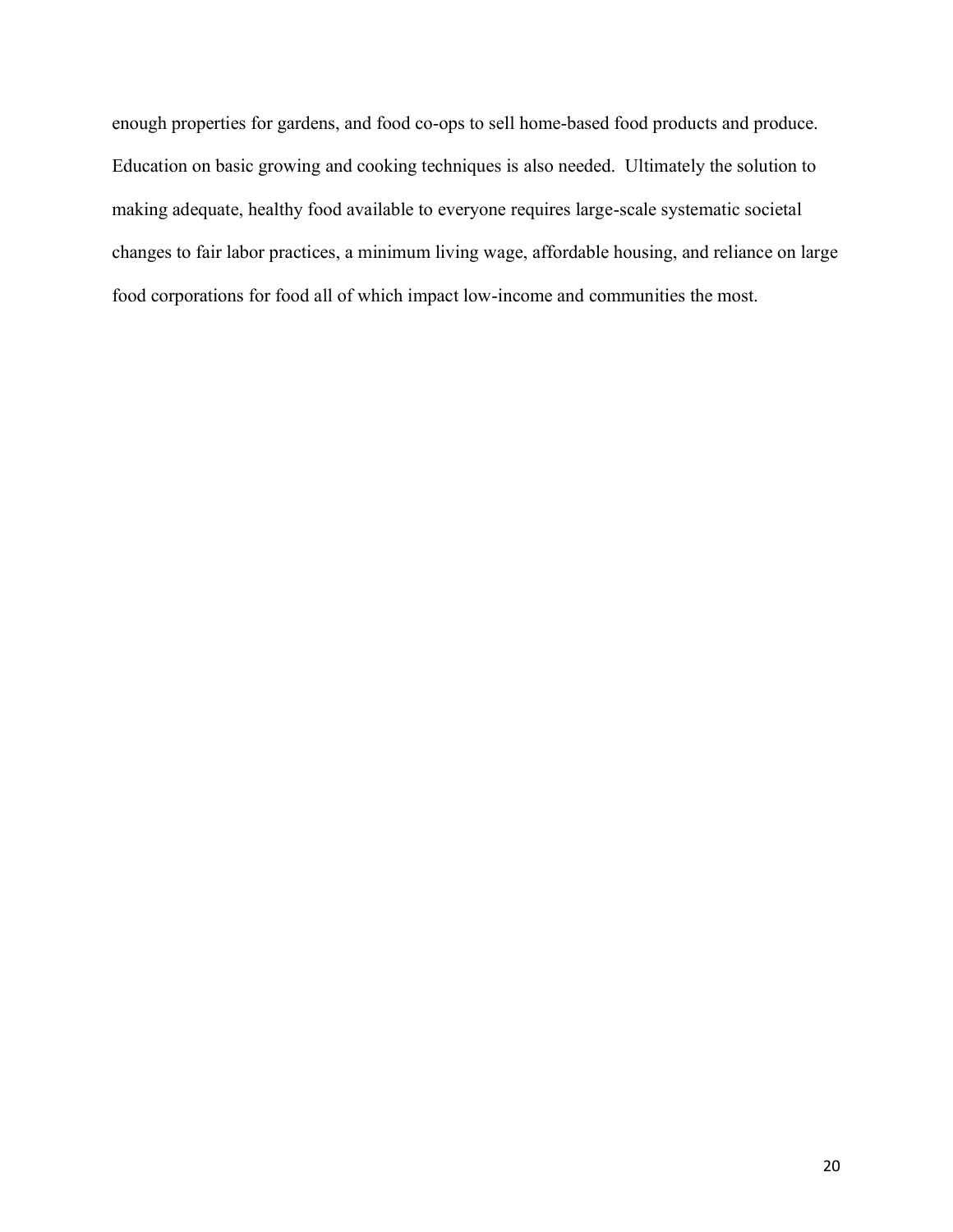enough properties for gardens, and food co-ops to sell home-based food products and produce. Education on basic growing and cooking techniques is also needed. Ultimately the solution to making adequate, healthy food available to everyone requires large-scale systematic societal changes to fair labor practices, a minimum living wage, affordable housing, and reliance on large food corporations for food all of which impact low-income and communities the most.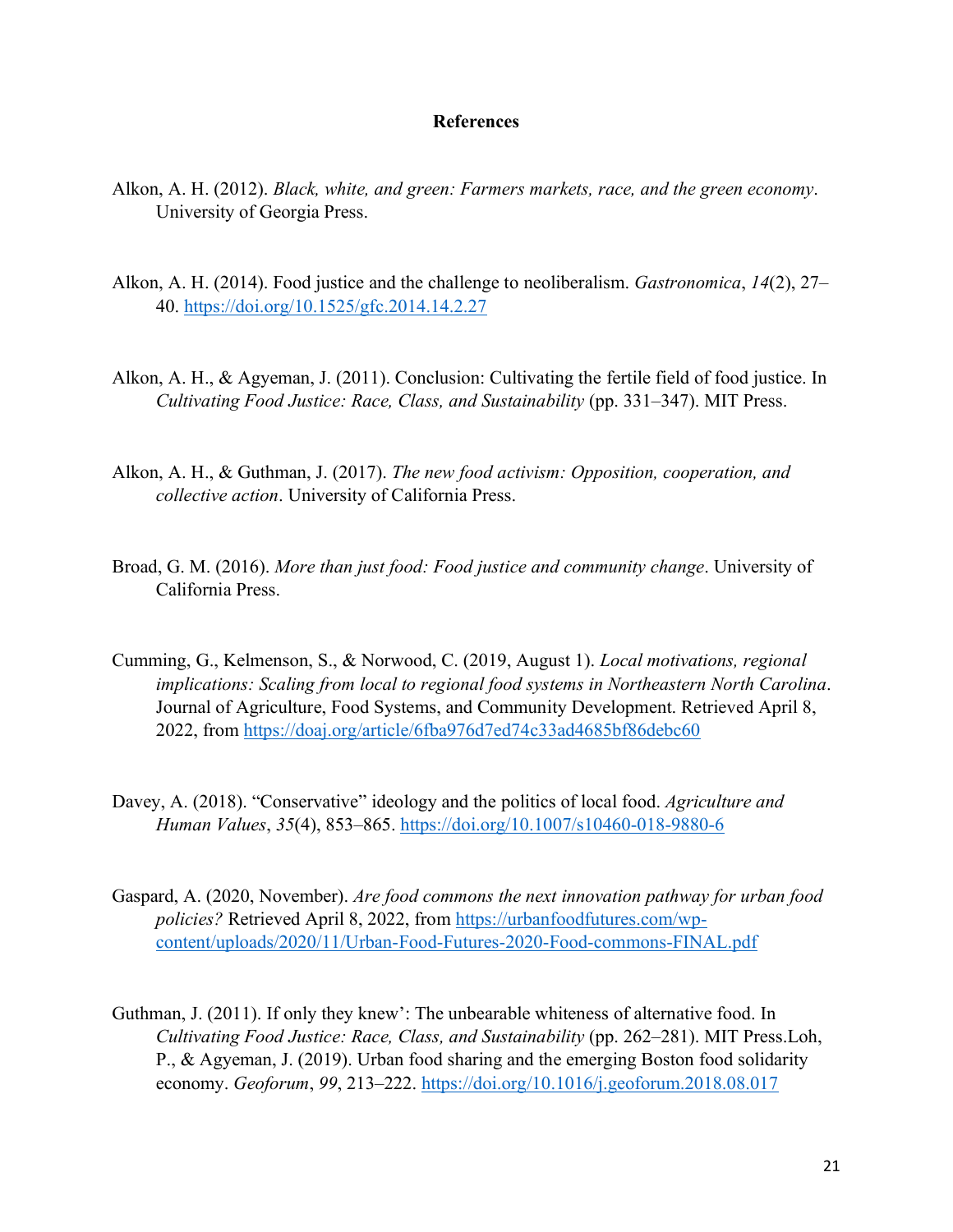# References

Alkon, A. H. (2012). *Black, white, and green: Farmers markets, race, and the green economy*. University of Georgia Press.

Alkon, A. H. (2014). Food justice and the challenge to neoliberalism. *Gastronomica*, *14*(2), 27–40. https://doi.org/10.1525/gfc.2014.14.2.27

Alkon, A. H., & Agyeman, J. (2011). Conclusion: Cultivating the fertile field of food justice. In *Cultivating Food Justice: Race, Class, and Sustainability* (pp. 331–347). MIT Press.

Alkon, A. H., & Guthman, J. (2017). *The new food activism: Opposition, cooperation, and collective action*. University of California Press.

Broad, G. M. (2016). *More than just food: Food justice and community change*. University of California Press.

Cumming, G., Kelmenson, S., & Norwood, C. (2019, August 1). *Local motivations, regional implications: Scaling from local to regional food systems in Northeastern North Carolina*. Journal of Agriculture, Food Systems, and Community Development. Retrieved April 8, 2022, from https://doaj.org/article/6fba976d7ed74c33ad4685bf86debc60

Davey, A. (2018). "Conservative" ideology and the politics of local food. *Agriculture and Human Values*, *35*(4), 853–865. https://doi.org/10.1007/s10460-018-9880-6

Gaspard, A. (2020, November). *Are food commons the next innovation pathway for urban food policies?* Retrieved April 8, 2022, from https://urbanfoodfutures.com/wp-content/uploads/2020/11/Urban-Food-Futures-2020-Food-commons-FINAL.pdf

Guthman, J. (2011). If only they knew': The unbearable whiteness of alternative food. In *Cultivating Food Justice: Race, Class, and Sustainability* (pp. 262–281). MIT Press.Loh, P., & Agyeman, J. (2019). Urban food sharing and the emerging Boston food solidarity economy. *Geoforum*, *99*, 213–222. https://doi.org/10.1016/j.geoforum.2018.08.017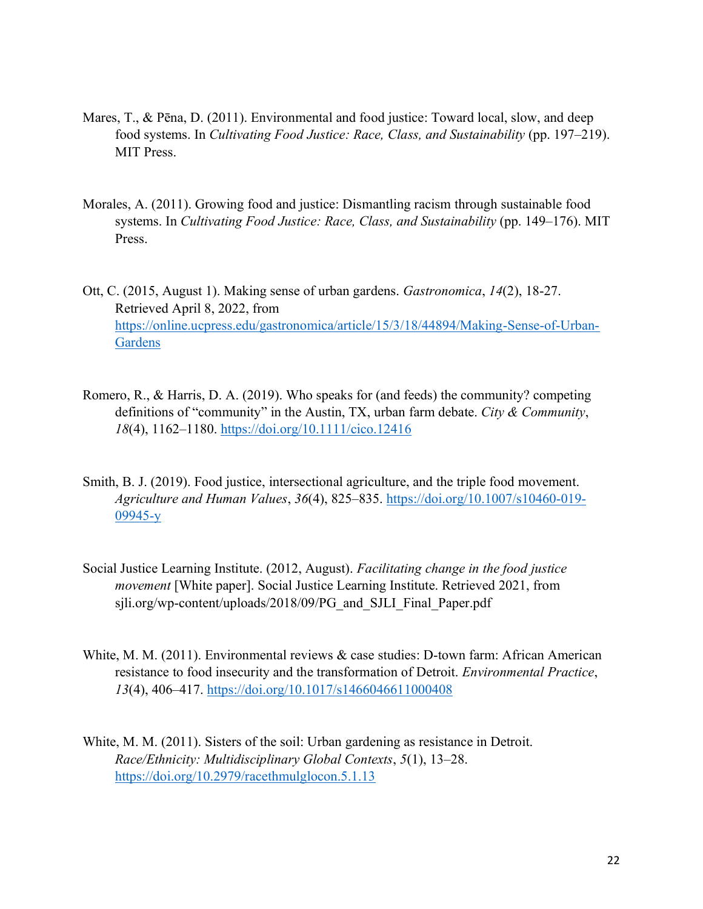Mares, T., & Pēna, D. (2011). Environmental and food justice: Toward local, slow, and deep food systems. In *Cultivating Food Justice: Race, Class, and Sustainability* (pp. 197–219). MIT Press.

Morales, A. (2011). Growing food and justice: Dismantling racism through sustainable food systems. In *Cultivating Food Justice: Race, Class, and Sustainability* (pp. 149–176). MIT Press.

Ott, C. (2015, August 1). Making sense of urban gardens. *Gastronomica*, *14*(2), 18-27. Retrieved April 8, 2022, from https://online.ucpress.edu/gastronomica/article/15/3/18/44894/Making-Sense-of-Urban-Gardens

Romero, R., & Harris, D. A. (2019). Who speaks for (and feeds) the community? competing definitions of "community" in the Austin, TX, urban farm debate. *City & Community*, *18*(4), 1162–1180. https://doi.org/10.1111/cico.12416

Smith, B. J. (2019). Food justice, intersectional agriculture, and the triple food movement. *Agriculture and Human Values*, *36*(4), 825–835. https://doi.org/10.1007/s10460-019-09945-y

Social Justice Learning Institute. (2012, August). *Facilitating change in the food justice movement* [White paper]. Social Justice Learning Institute. Retrieved 2021, from sjli.org/wp-content/uploads/2018/09/PG_and_SJLI_Final_Paper.pdf

White, M. M. (2011). Environmental reviews & case studies: D-town farm: African American resistance to food insecurity and the transformation of Detroit. *Environmental Practice*, *13*(4), 406–417. https://doi.org/10.1017/s1466046611000408

White, M. M. (2011). Sisters of the soil: Urban gardening as resistance in Detroit. *Race/Ethnicity: Multidisciplinary Global Contexts*, *5*(1), 13–28. https://doi.org/10.2979/racethmulglocon.5.1.13